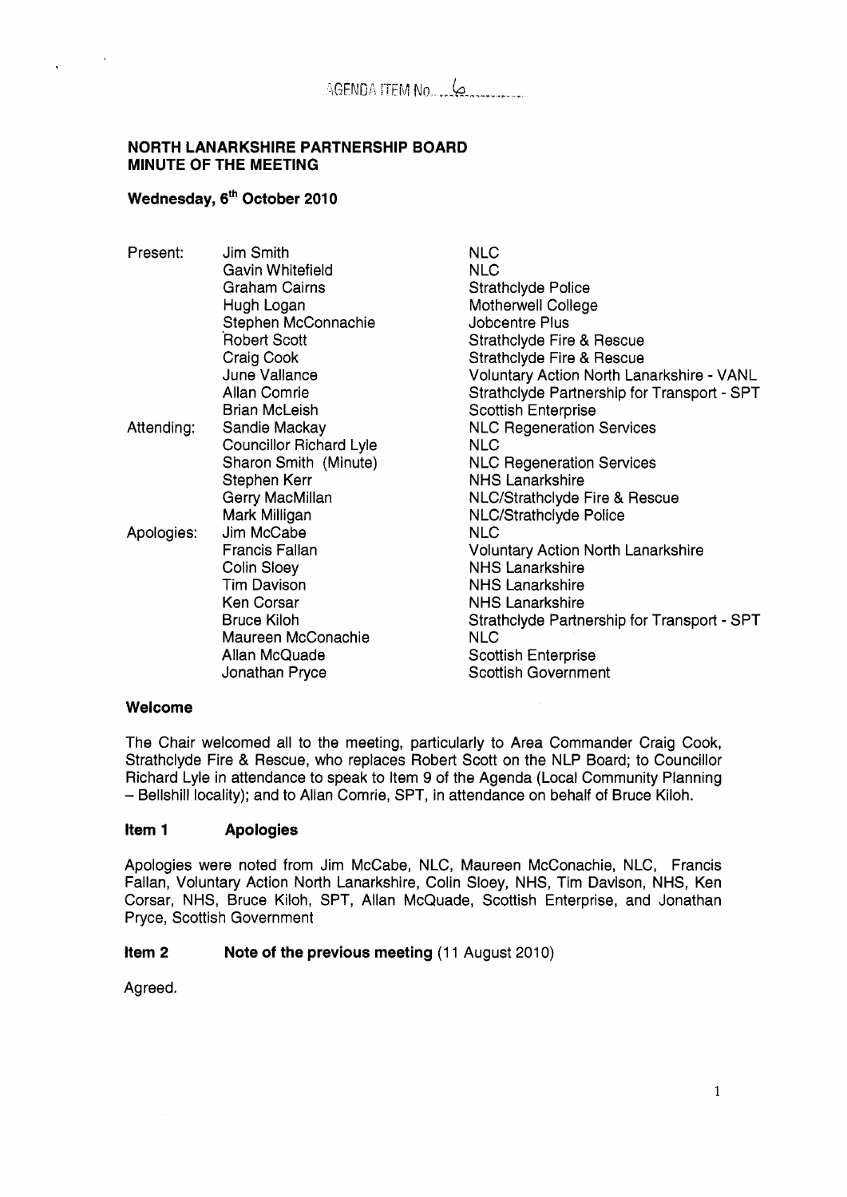AGENDA ITEM No. 6

**NORTH LANARKSHIRE PARTNERSHIP BOARD**
**MINUTE OF THE MEETING**

**Wednesday, 6th October 2010**

| | | |
|---|---|---|
| Present: | Jim Smith | NLC |
| | Gavin Whitefield | NLC |
| | Graham Cairns | Strathclyde Police |
| | Hugh Logan | Motherwell College |
| | Stephen McConnachie | Jobcentre Plus |
| | Robert Scott | Strathclyde Fire & Rescue |
| | Craig Cook | Strathclyde Fire & Rescue |
| | June Vallance | Voluntary Action North Lanarkshire - VANL |
| | Allan Comrie | Strathclyde Partnership for Transport - SPT |
| | Brian McLeish | Scottish Enterprise |
| Attending: | Sandie Mackay | NLC Regeneration Services |
| | Councillor Richard Lyle | NLC |
| | Sharon Smith (Minute) | NLC Regeneration Services |
| | Stephen Kerr | NHS Lanarkshire |
| | Gerry MacMillan | NLC/Strathclyde Fire & Rescue |
| | Mark Milligan | NLC/Strathclyde Police |
| Apologies: | Jim McCabe | NLC |
| | Francis Fallan | Voluntary Action North Lanarkshire |
| | Colin Sloey | NHS Lanarkshire |
| | Tim Davison | NHS Lanarkshire |
| | Ken Corsar | NHS Lanarkshire |
| | Bruce Kiloh | Strathclyde Partnership for Transport - SPT |
| | Maureen McConachie | NLC |
| | Allan McQuade | Scottish Enterprise |
| | Jonathan Pryce | Scottish Government |

### Welcome

The Chair welcomed all to the meeting, particularly to Area Commander Craig Cook, Strathclyde Fire & Rescue, who replaces Robert Scott on the NLP Board; to Councillor Richard Lyle in attendance to speak to Item 9 of the Agenda (Local Community Planning – Bellshill locality); and to Allan Comrie, SPT, in attendance on behalf of Bruce Kiloh.

### Item 1 Apologies

Apologies were noted from Jim McCabe, NLC, Maureen McConachie, NLC, Francis Fallan, Voluntary Action North Lanarkshire, Colin Sloey, NHS, Tim Davison, NHS, Ken Corsar, NHS, Bruce Kiloh, SPT, Allan McQuade, Scottish Enterprise, and Jonathan Pryce, Scottish Government

### Item 2 Note of the previous meeting (11 August 2010)

Agreed.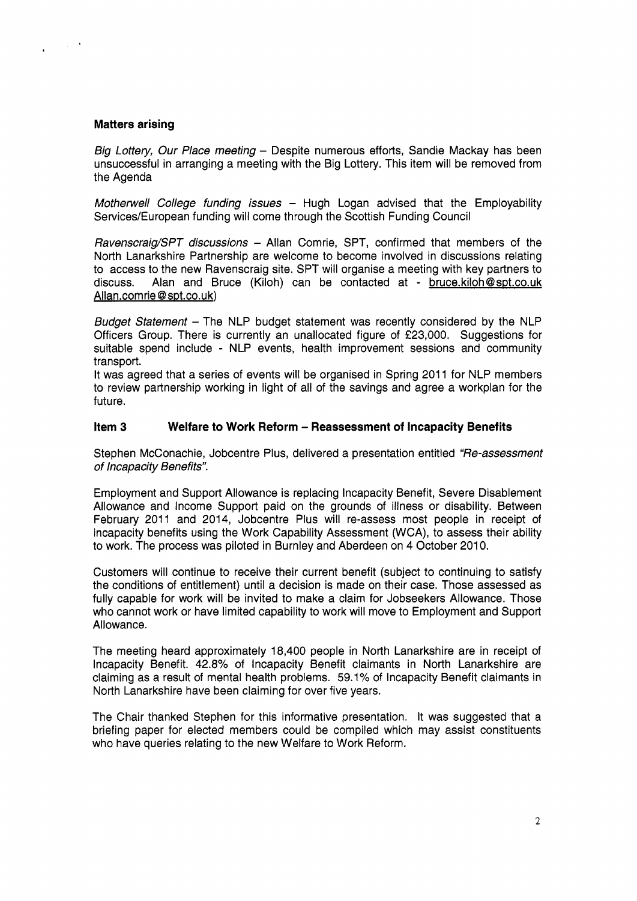### Matters arising

*Big Lottery, Our Place meeting* – Despite numerous efforts, Sandie Mackay has been unsuccessful in arranging a meeting with the Big Lottery. This item will be removed from the Agenda

*Motherwell College funding issues* – Hugh Logan advised that the Employability Services/European funding will come through the Scottish Funding Council

*Ravenscraig/SPT discussions* – Allan Comrie, SPT, confirmed that members of the North Lanarkshire Partnership are welcome to become involved in discussions relating to access to the new Ravenscraig site. SPT will organise a meeting with key partners to discuss. Alan and Bruce (Kiloh) can be contacted at - bruce.kiloh@spt.co.uk Allan.comrie@spt.co.uk)

*Budget Statement* – The NLP budget statement was recently considered by the NLP Officers Group. There is currently an unallocated figure of £23,000. Suggestions for suitable spend include - NLP events, health improvement sessions and community transport.

It was agreed that a series of events will be organised in Spring 2011 for NLP members to review partnership working in light of all of the savings and agree a workplan for the future.

### Item 3 Welfare to Work Reform – Reassessment of Incapacity Benefits

Stephen McConachie, Jobcentre Plus, delivered a presentation entitled *"Re-assessment of Incapacity Benefits".*

Employment and Support Allowance is replacing Incapacity Benefit, Severe Disablement Allowance and Income Support paid on the grounds of illness or disability. Between February 2011 and 2014, Jobcentre Plus will re-assess most people in receipt of incapacity benefits using the Work Capability Assessment (WCA), to assess their ability to work. The process was piloted in Burnley and Aberdeen on 4 October 2010.

Customers will continue to receive their current benefit (subject to continuing to satisfy the conditions of entitlement) until a decision is made on their case. Those assessed as fully capable for work will be invited to make a claim for Jobseekers Allowance. Those who cannot work or have limited capability to work will move to Employment and Support Allowance.

The meeting heard approximately 18,400 people in North Lanarkshire are in receipt of Incapacity Benefit. 42.8% of Incapacity Benefit claimants in North Lanarkshire are claiming as a result of mental health problems. 59.1% of Incapacity Benefit claimants in North Lanarkshire have been claiming for over five years.

The Chair thanked Stephen for this informative presentation. It was suggested that a briefing paper for elected members could be compiled which may assist constituents who have queries relating to the new Welfare to Work Reform.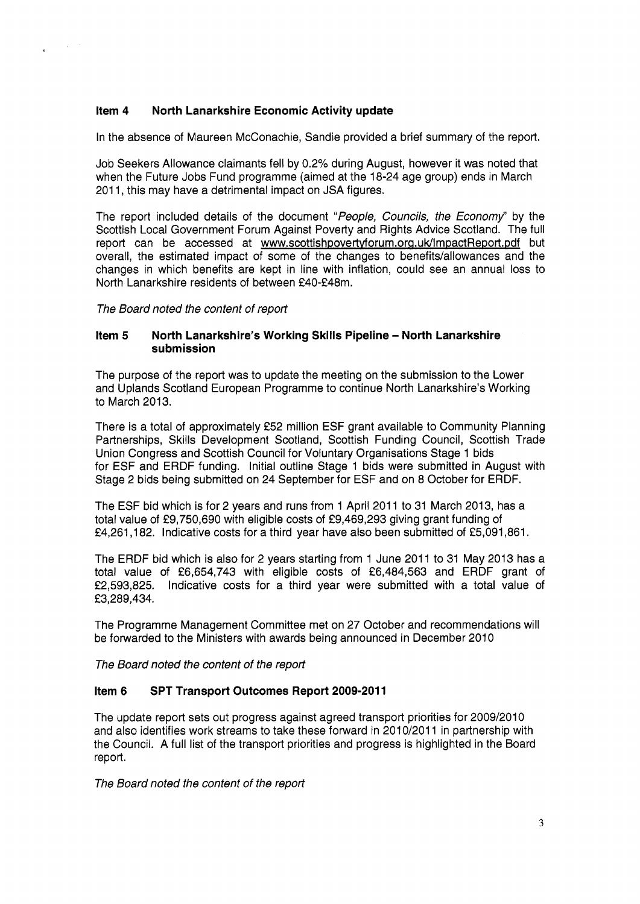## Item 4 North Lanarkshire Economic Activity update

In the absence of Maureen McConachie, Sandie provided a brief summary of the report.

Job Seekers Allowance claimants fell by 0.2% during August, however it was noted that when the Future Jobs Fund programme (aimed at the 18-24 age group) ends in March 2011, this may have a detrimental impact on JSA figures.

The report included details of the document "*People, Councils, the Economy*" by the Scottish Local Government Forum Against Poverty and Rights Advice Scotland. The full report can be accessed at www.scottishpovertyforum.org.uk/ImpactReport.pdf but overall, the estimated impact of some of the changes to benefits/allowances and the changes in which benefits are kept in line with inflation, could see an annual loss to North Lanarkshire residents of between £40-£48m.

*The Board noted the content of report*

## Item 5 North Lanarkshire's Working Skills Pipeline – North Lanarkshire submission

The purpose of the report was to update the meeting on the submission to the Lower and Uplands Scotland European Programme to continue North Lanarkshire's Working to March 2013.

There is a total of approximately £52 million ESF grant available to Community Planning Partnerships, Skills Development Scotland, Scottish Funding Council, Scottish Trade Union Congress and Scottish Council for Voluntary Organisations Stage 1 bids for ESF and ERDF funding. Initial outline Stage 1 bids were submitted in August with Stage 2 bids being submitted on 24 September for ESF and on 8 October for ERDF.

The ESF bid which is for 2 years and runs from 1 April 2011 to 31 March 2013, has a total value of £9,750,690 with eligible costs of £9,469,293 giving grant funding of £4,261,182. Indicative costs for a third year have also been submitted of £5,091,861.

The ERDF bid which is also for 2 years starting from 1 June 2011 to 31 May 2013 has a total value of £6,654,743 with eligible costs of £6,484,563 and ERDF grant of £2,593,825. Indicative costs for a third year were submitted with a total value of £3,289,434.

The Programme Management Committee met on 27 October and recommendations will be forwarded to the Ministers with awards being announced in December 2010

*The Board noted the content of the report*

## Item 6 SPT Transport Outcomes Report 2009-2011

The update report sets out progress against agreed transport priorities for 2009/2010 and also identifies work streams to take these forward in 2010/2011 in partnership with the Council. A full list of the transport priorities and progress is highlighted in the Board report.

*The Board noted the content of the report*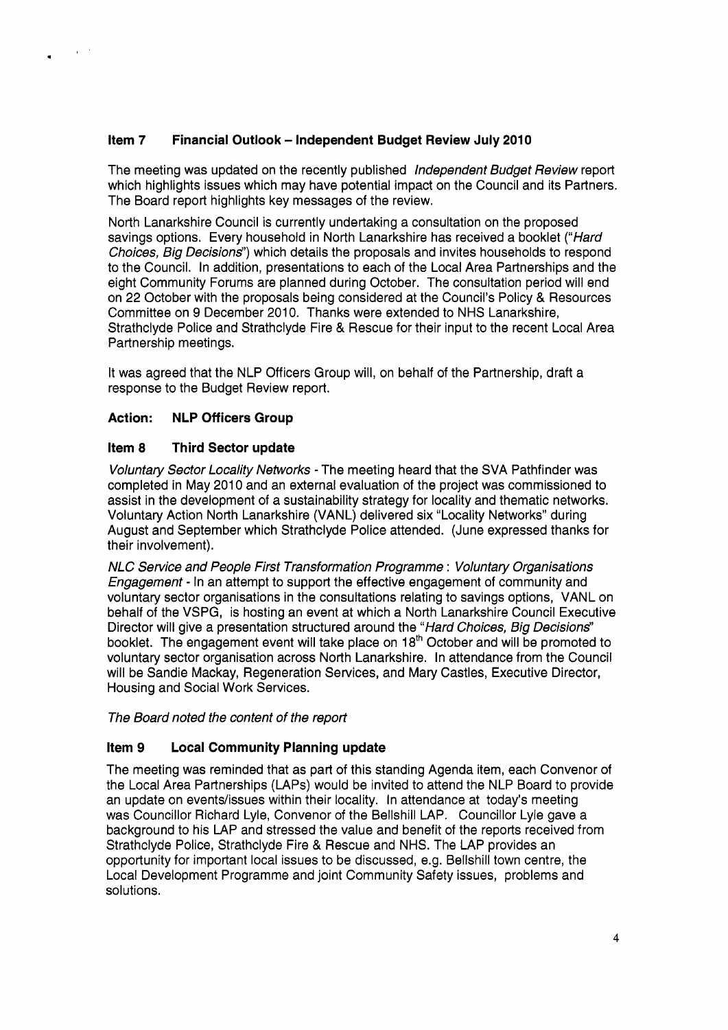### Item 7 Financial Outlook – Independent Budget Review July 2010

The meeting was updated on the recently published *Independent Budget Review* report which highlights issues which may have potential impact on the Council and its Partners. The Board report highlights key messages of the review.

North Lanarkshire Council is currently undertaking a consultation on the proposed savings options. Every household in North Lanarkshire has received a booklet ("*Hard Choices, Big Decisions*") which details the proposals and invites households to respond to the Council. In addition, presentations to each of the Local Area Partnerships and the eight Community Forums are planned during October. The consultation period will end on 22 October with the proposals being considered at the Council's Policy & Resources Committee on 9 December 2010. Thanks were extended to NHS Lanarkshire, Strathclyde Police and Strathclyde Fire & Rescue for their input to the recent Local Area Partnership meetings.

It was agreed that the NLP Officers Group will, on behalf of the Partnership, draft a response to the Budget Review report.

**Action: NLP Officers Group**

### Item 8 Third Sector update

*Voluntary Sector Locality Networks* - The meeting heard that the SVA Pathfinder was completed in May 2010 and an external evaluation of the project was commissioned to assist in the development of a sustainability strategy for locality and thematic networks. Voluntary Action North Lanarkshire (VANL) delivered six "Locality Networks" during August and September which Strathclyde Police attended. (June expressed thanks for their involvement).

*NLC Service and People First Transformation Programme : Voluntary Organisations Engagement* - In an attempt to support the effective engagement of community and voluntary sector organisations in the consultations relating to savings options, VANL on behalf of the VSPG, is hosting an event at which a North Lanarkshire Council Executive Director will give a presentation structured around the "*Hard Choices, Big Decisions*" booklet. The engagement event will take place on 18th October and will be promoted to voluntary sector organisation across North Lanarkshire. In attendance from the Council will be Sandie Mackay, Regeneration Services, and Mary Castles, Executive Director, Housing and Social Work Services.

*The Board noted the content of the report*

### Item 9 Local Community Planning update

The meeting was reminded that as part of this standing Agenda item, each Convenor of the Local Area Partnerships (LAPs) would be invited to attend the NLP Board to provide an update on events/issues within their locality. In attendance at today's meeting was Councillor Richard Lyle, Convenor of the Bellshill LAP. Councillor Lyle gave a background to his LAP and stressed the value and benefit of the reports received from Strathclyde Police, Strathclyde Fire & Rescue and NHS. The LAP provides an opportunity for important local issues to be discussed, e.g. Bellshill town centre, the Local Development Programme and joint Community Safety issues, problems and solutions.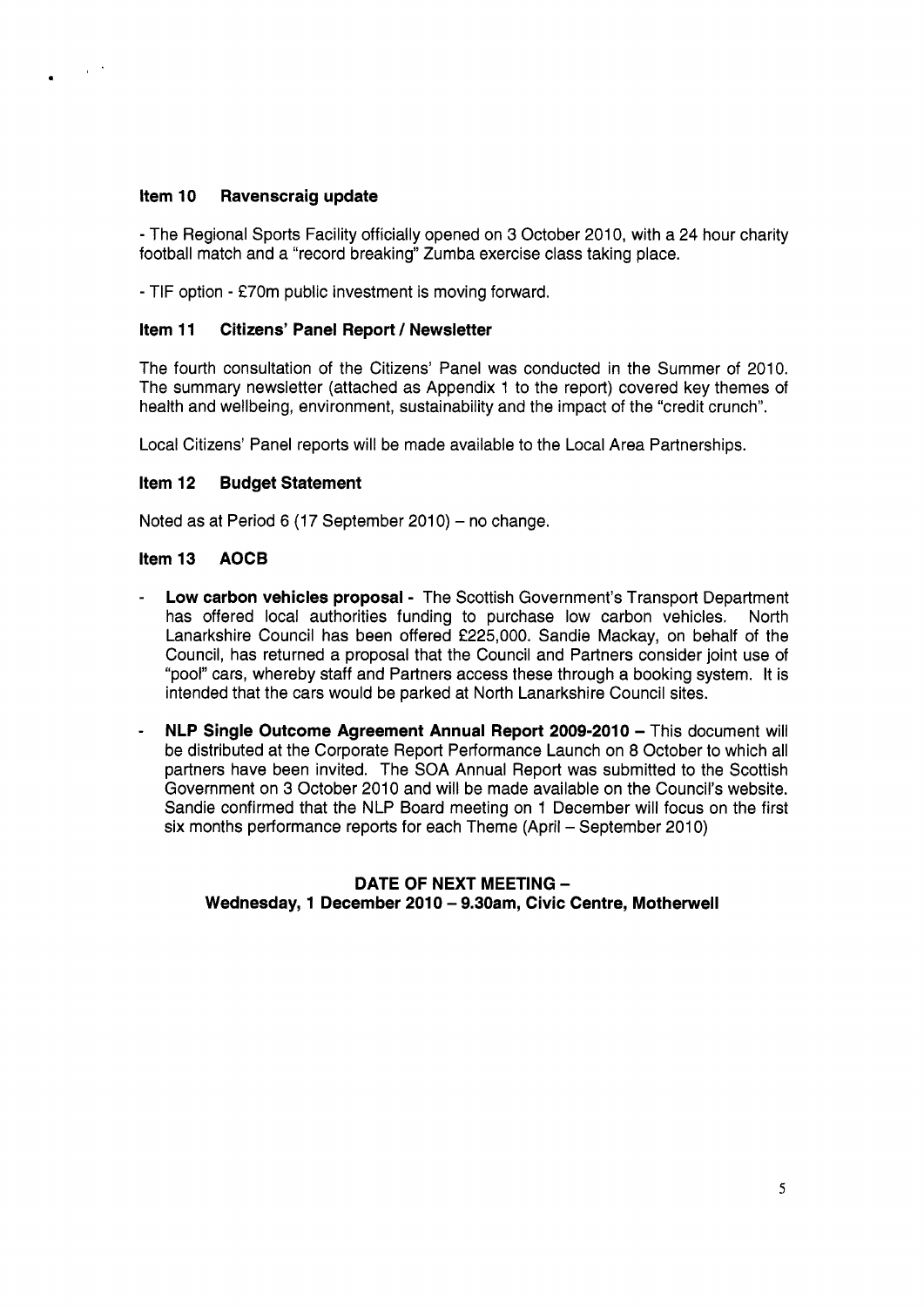### Item 10 Ravenscraig update

- The Regional Sports Facility officially opened on 3 October 2010, with a 24 hour charity football match and a "record breaking" Zumba exercise class taking place.

- TIF option - £70m public investment is moving forward.

### Item 11 Citizens' Panel Report / Newsletter

The fourth consultation of the Citizens' Panel was conducted in the Summer of 2010. The summary newsletter (attached as Appendix 1 to the report) covered key themes of health and wellbeing, environment, sustainability and the impact of the "credit crunch".

Local Citizens' Panel reports will be made available to the Local Area Partnerships.

### Item 12 Budget Statement

Noted as at Period 6 (17 September 2010) – no change.

### Item 13 AOCB

- **Low carbon vehicles proposal -** The Scottish Government's Transport Department has offered local authorities funding to purchase low carbon vehicles. North Lanarkshire Council has been offered £225,000. Sandie Mackay, on behalf of the Council, has returned a proposal that the Council and Partners consider joint use of "pool" cars, whereby staff and Partners access these through a booking system. It is intended that the cars would be parked at North Lanarkshire Council sites.

- **NLP Single Outcome Agreement Annual Report 2009-2010 –** This document will be distributed at the Corporate Report Performance Launch on 8 October to which all partners have been invited. The SOA Annual Report was submitted to the Scottish Government on 3 October 2010 and will be made available on the Council's website. Sandie confirmed that the NLP Board meeting on 1 December will focus on the first six months performance reports for each Theme (April – September 2010)

**DATE OF NEXT MEETING –**
**Wednesday, 1 December 2010 – 9.30am, Civic Centre, Motherwell**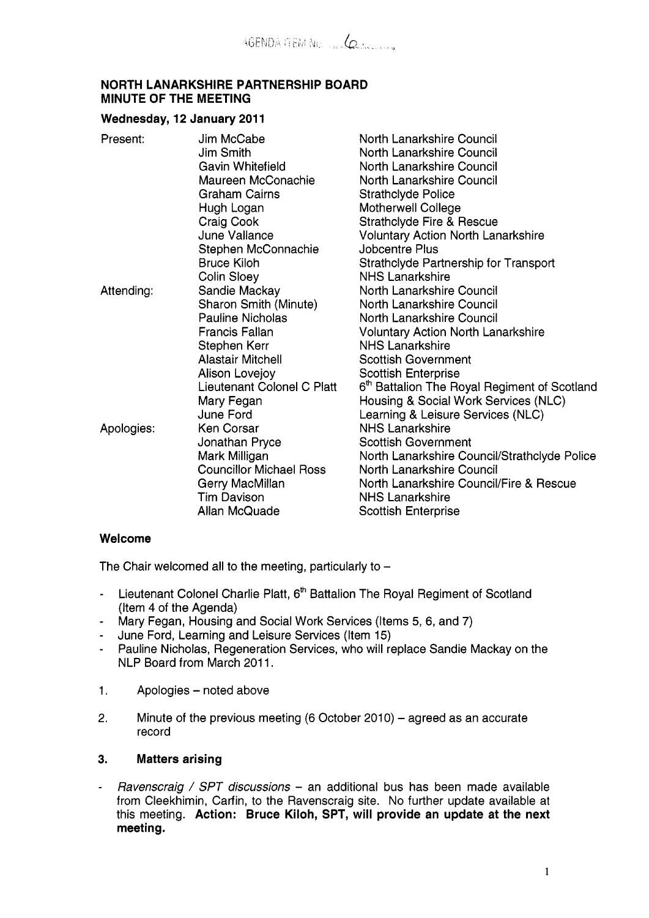AGENDA ITEM No ....6........

# NORTH LANARKSHIRE PARTNERSHIP BOARD
## MINUTE OF THE MEETING

### Wednesday, 12 January 2011

| | | |
|---|---|---|
| Present: | Jim McCabe | North Lanarkshire Council |
| | Jim Smith | North Lanarkshire Council |
| | Gavin Whitefield | North Lanarkshire Council |
| | Maureen McConachie | North Lanarkshire Council |
| | Graham Cairns | Strathclyde Police |
| | Hugh Logan | Motherwell College |
| | Craig Cook | Strathclyde Fire & Rescue |
| | June Vallance | Voluntary Action North Lanarkshire |
| | Stephen McConnachie | Jobcentre Plus |
| | Bruce Kiloh | Strathclyde Partnership for Transport |
| | Colin Sloey | NHS Lanarkshire |
| Attending: | Sandie Mackay | North Lanarkshire Council |
| | Sharon Smith (Minute) | North Lanarkshire Council |
| | Pauline Nicholas | North Lanarkshire Council |
| | Francis Fallan | Voluntary Action North Lanarkshire |
| | Stephen Kerr | NHS Lanarkshire |
| | Alastair Mitchell | Scottish Government |
| | Alison Lovejoy | Scottish Enterprise |
| | Lieutenant Colonel C Platt | 6th Battalion The Royal Regiment of Scotland |
| | Mary Fegan | Housing & Social Work Services (NLC) |
| | June Ford | Learning & Leisure Services (NLC) |
| Apologies: | Ken Corsar | NHS Lanarkshire |
| | Jonathan Pryce | Scottish Government |
| | Mark Milligan | North Lanarkshire Council/Strathclyde Police |
| | Councillor Michael Ross | North Lanarkshire Council |
| | Gerry MacMillan | North Lanarkshire Council/Fire & Rescue |
| | Tim Davison | NHS Lanarkshire |
| | Allan McQuade | Scottish Enterprise |

### Welcome

The Chair welcomed all to the meeting, particularly to –

- Lieutenant Colonel Charlie Platt, 6th Battalion The Royal Regiment of Scotland (Item 4 of the Agenda)
- Mary Fegan, Housing and Social Work Services (Items 5, 6, and 7)
- June Ford, Learning and Leisure Services (Item 15)
- Pauline Nicholas, Regeneration Services, who will replace Sandie Mackay on the NLP Board from March 2011.

1. Apologies – noted above

2. Minute of the previous meeting (6 October 2010) – agreed as an accurate record

### 3. Matters arising

- *Ravenscraig / SPT discussions* – an additional bus has been made available from Cleekhimin, Carfin, to the Ravenscraig site. No further update available at this meeting. **Action: Bruce Kiloh, SPT, will provide an update at the next meeting.**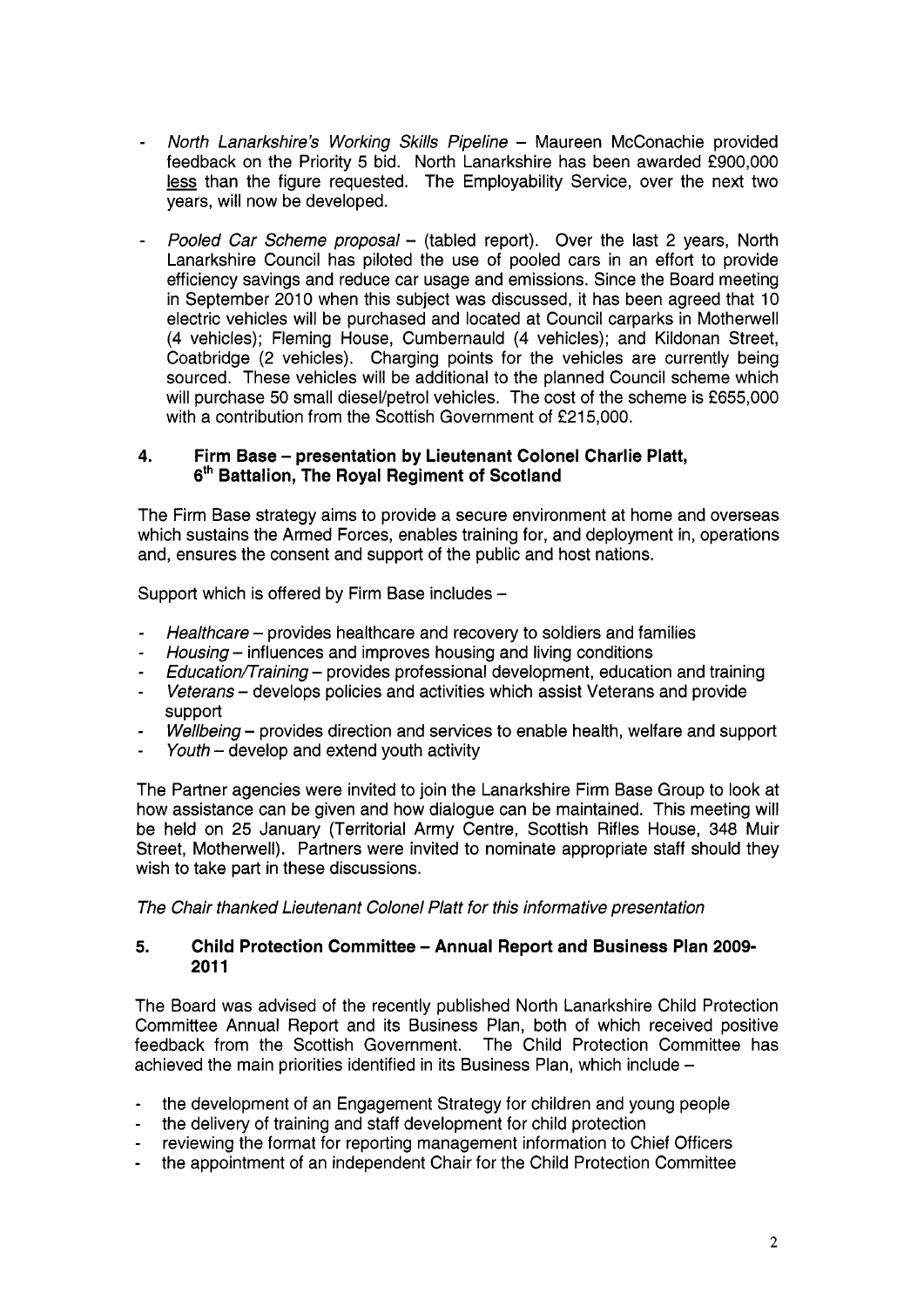- *North Lanarkshire's Working Skills Pipeline* – Maureen McConachie provided feedback on the Priority 5 bid. North Lanarkshire has been awarded £900,000 less than the figure requested. The Employability Service, over the next two years, will now be developed.

- *Pooled Car Scheme proposal* – (tabled report). Over the last 2 years, North Lanarkshire Council has piloted the use of pooled cars in an effort to provide efficiency savings and reduce car usage and emissions. Since the Board meeting in September 2010 when this subject was discussed, it has been agreed that 10 electric vehicles will be purchased and located at Council carparks in Motherwell (4 vehicles); Fleming House, Cumbernauld (4 vehicles); and Kildonan Street, Coatbridge (2 vehicles). Charging points for the vehicles are currently being sourced. These vehicles will be additional to the planned Council scheme which will purchase 50 small diesel/petrol vehicles. The cost of the scheme is £655,000 with a contribution from the Scottish Government of £215,000.

## 4. Firm Base – presentation by Lieutenant Colonel Charlie Platt, 6th Battalion, The Royal Regiment of Scotland

The Firm Base strategy aims to provide a secure environment at home and overseas which sustains the Armed Forces, enables training for, and deployment in, operations and, ensures the consent and support of the public and host nations.

Support which is offered by Firm Base includes –

- *Healthcare* – provides healthcare and recovery to soldiers and families
- *Housing* – influences and improves housing and living conditions
- *Education/Training* – provides professional development, education and training
- *Veterans* – develops policies and activities which assist Veterans and provide support
- *Wellbeing* – provides direction and services to enable health, welfare and support
- *Youth* – develop and extend youth activity

The Partner agencies were invited to join the Lanarkshire Firm Base Group to look at how assistance can be given and how dialogue can be maintained. This meeting will be held on 25 January (Territorial Army Centre, Scottish Rifles House, 348 Muir Street, Motherwell). Partners were invited to nominate appropriate staff should they wish to take part in these discussions.

*The Chair thanked Lieutenant Colonel Platt for this informative presentation*

## 5. Child Protection Committee – Annual Report and Business Plan 2009-2011

The Board was advised of the recently published North Lanarkshire Child Protection Committee Annual Report and its Business Plan, both of which received positive feedback from the Scottish Government. The Child Protection Committee has achieved the main priorities identified in its Business Plan, which include –

- the development of an Engagement Strategy for children and young people
- the delivery of training and staff development for child protection
- reviewing the format for reporting management information to Chief Officers
- the appointment of an independent Chair for the Child Protection Committee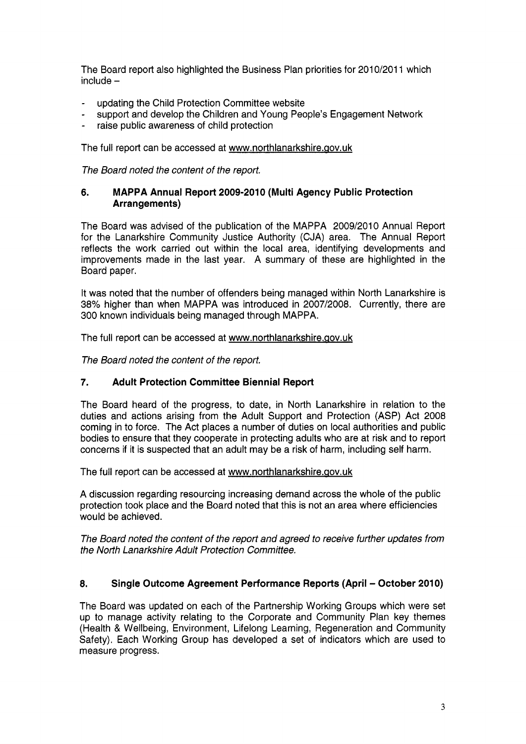The Board report also highlighted the Business Plan priorities for 2010/2011 which include –

- updating the Child Protection Committee website
- support and develop the Children and Young People's Engagement Network
- raise public awareness of child protection

The full report can be accessed at www.northlanarkshire.gov.uk

*The Board noted the content of the report.*

## 6. MAPPA Annual Report 2009-2010 (Multi Agency Public Protection Arrangements)

The Board was advised of the publication of the MAPPA 2009/2010 Annual Report for the Lanarkshire Community Justice Authority (CJA) area. The Annual Report reflects the work carried out within the local area, identifying developments and improvements made in the last year. A summary of these are highlighted in the Board paper.

It was noted that the number of offenders being managed within North Lanarkshire is 38% higher than when MAPPA was introduced in 2007/2008. Currently, there are 300 known individuals being managed through MAPPA.

The full report can be accessed at www.northlanarkshire.gov.uk

*The Board noted the content of the report.*

## 7. Adult Protection Committee Biennial Report

The Board heard of the progress, to date, in North Lanarkshire in relation to the duties and actions arising from the Adult Support and Protection (ASP) Act 2008 coming in to force. The Act places a number of duties on local authorities and public bodies to ensure that they cooperate in protecting adults who are at risk and to report concerns if it is suspected that an adult may be a risk of harm, including self harm.

The full report can be accessed at www.northlanarkshire.gov.uk

A discussion regarding resourcing increasing demand across the whole of the public protection took place and the Board noted that this is not an area where efficiencies would be achieved.

*The Board noted the content of the report and agreed to receive further updates from the North Lanarkshire Adult Protection Committee.*

## 8. Single Outcome Agreement Performance Reports (April – October 2010)

The Board was updated on each of the Partnership Working Groups which were set up to manage activity relating to the Corporate and Community Plan key themes (Health & Wellbeing, Environment, Lifelong Learning, Regeneration and Community Safety). Each Working Group has developed a set of indicators which are used to measure progress.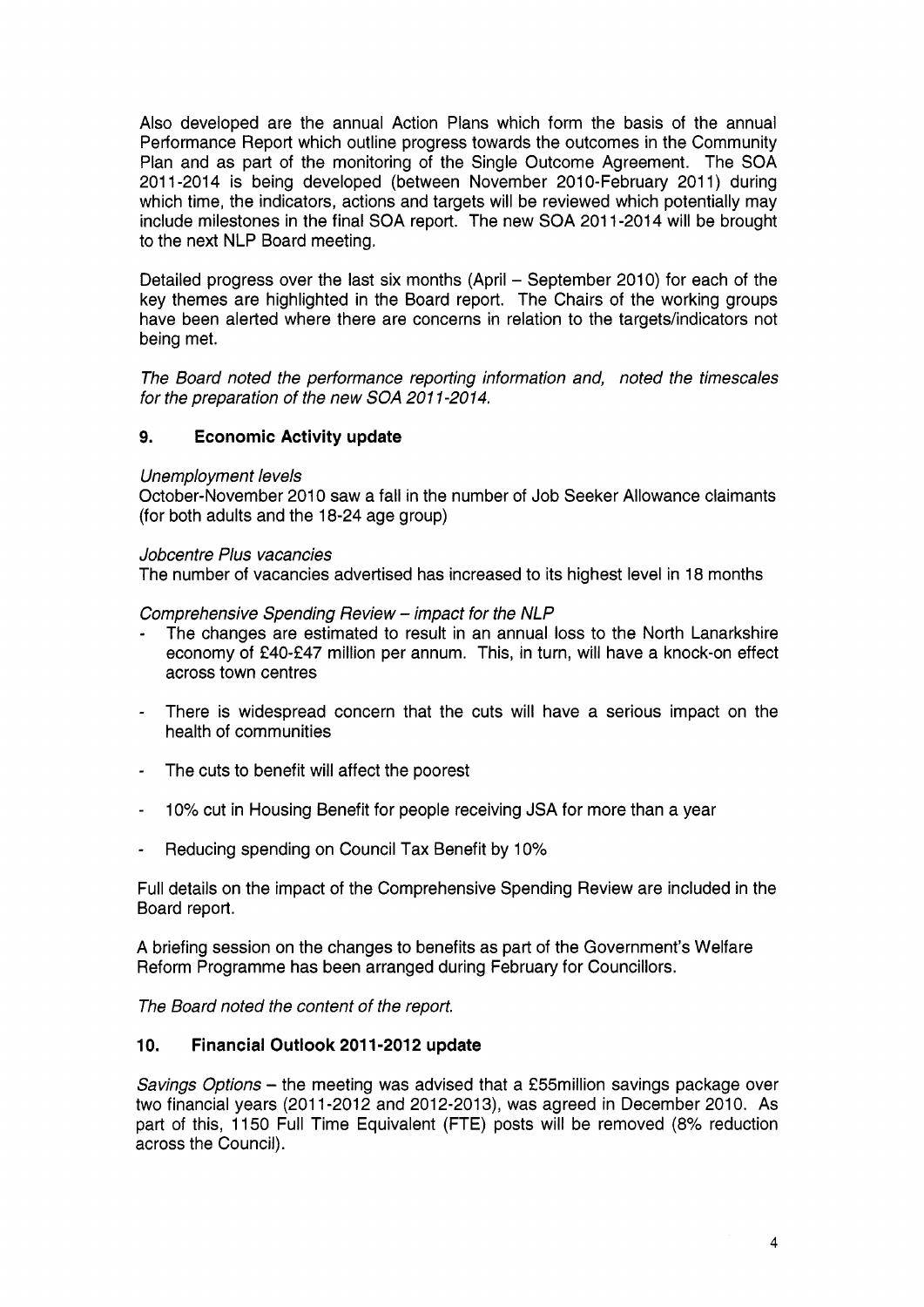Also developed are the annual Action Plans which form the basis of the annual Performance Report which outline progress towards the outcomes in the Community Plan and as part of the monitoring of the Single Outcome Agreement. The SOA 2011-2014 is being developed (between November 2010-February 2011) during which time, the indicators, actions and targets will be reviewed which potentially may include milestones in the final SOA report. The new SOA 2011-2014 will be brought to the next NLP Board meeting.

Detailed progress over the last six months (April – September 2010) for each of the key themes are highlighted in the Board report. The Chairs of the working groups have been alerted where there are concerns in relation to the targets/indicators not being met.

*The Board noted the performance reporting information and, noted the timescales for the preparation of the new SOA 2011-2014.*

## 9. Economic Activity update

*Unemployment levels*
October-November 2010 saw a fall in the number of Job Seeker Allowance claimants (for both adults and the 18-24 age group)

*Jobcentre Plus vacancies*
The number of vacancies advertised has increased to its highest level in 18 months

*Comprehensive Spending Review – impact for the NLP*

- The changes are estimated to result in an annual loss to the North Lanarkshire economy of £40-£47 million per annum. This, in turn, will have a knock-on effect across town centres
- There is widespread concern that the cuts will have a serious impact on the health of communities
- The cuts to benefit will affect the poorest
- 10% cut in Housing Benefit for people receiving JSA for more than a year
- Reducing spending on Council Tax Benefit by 10%

Full details on the impact of the Comprehensive Spending Review are included in the Board report.

A briefing session on the changes to benefits as part of the Government's Welfare Reform Programme has been arranged during February for Councillors.

*The Board noted the content of the report.*

## 10. Financial Outlook 2011-2012 update

*Savings Options* – the meeting was advised that a £55million savings package over two financial years (2011-2012 and 2012-2013), was agreed in December 2010. As part of this, 1150 Full Time Equivalent (FTE) posts will be removed (8% reduction across the Council).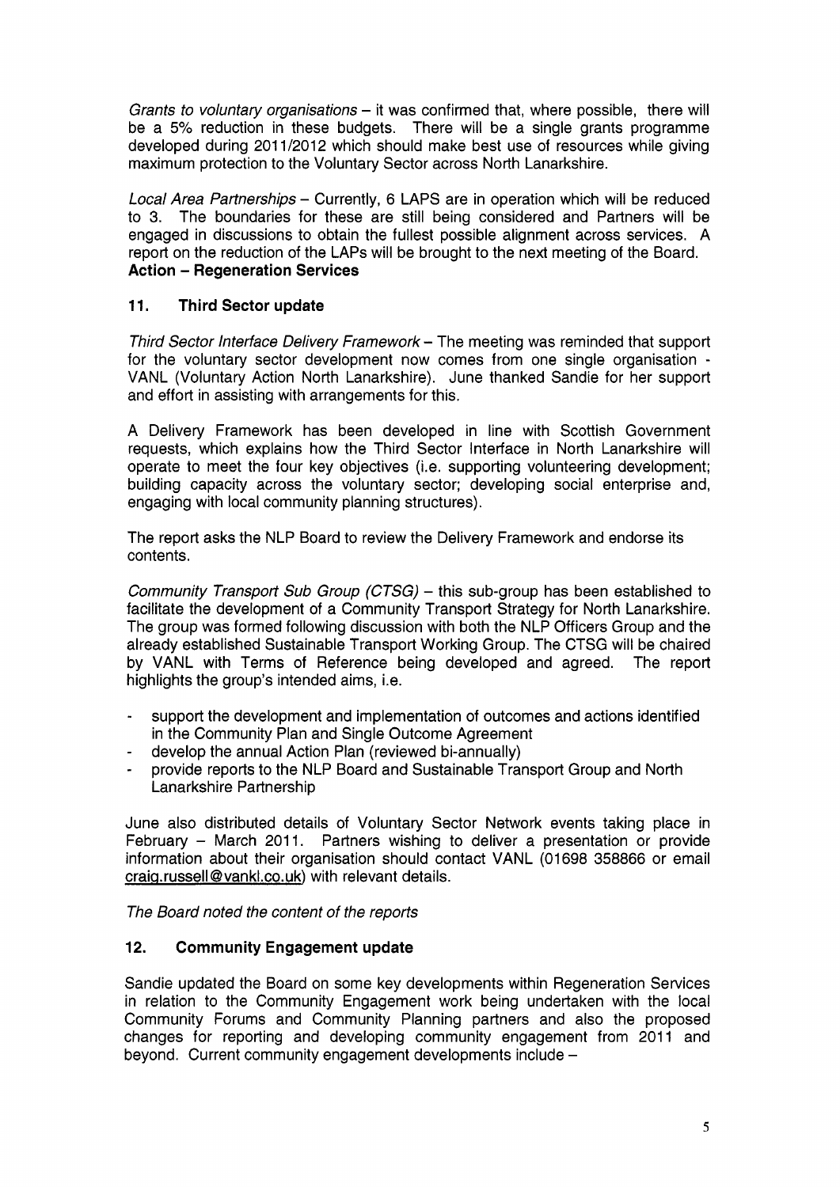*Grants to voluntary organisations* – it was confirmed that, where possible, there will be a 5% reduction in these budgets. There will be a single grants programme developed during 2011/2012 which should make best use of resources while giving maximum protection to the Voluntary Sector across North Lanarkshire.

*Local Area Partnerships* – Currently, 6 LAPS are in operation which will be reduced to 3. The boundaries for these are still being considered and Partners will be engaged in discussions to obtain the fullest possible alignment across services. A report on the reduction of the LAPs will be brought to the next meeting of the Board.
**Action – Regeneration Services**

## 11. Third Sector update

*Third Sector Interface Delivery Framework* – The meeting was reminded that support for the voluntary sector development now comes from one single organisation - VANL (Voluntary Action North Lanarkshire). June thanked Sandie for her support and effort in assisting with arrangements for this.

A Delivery Framework has been developed in line with Scottish Government requests, which explains how the Third Sector Interface in North Lanarkshire will operate to meet the four key objectives (i.e. supporting volunteering development; building capacity across the voluntary sector; developing social enterprise and, engaging with local community planning structures).

The report asks the NLP Board to review the Delivery Framework and endorse its contents.

*Community Transport Sub Group (CTSG)* – this sub-group has been established to facilitate the development of a Community Transport Strategy for North Lanarkshire. The group was formed following discussion with both the NLP Officers Group and the already established Sustainable Transport Working Group. The CTSG will be chaired by VANL with Terms of Reference being developed and agreed. The report highlights the group's intended aims, i.e.

- support the development and implementation of outcomes and actions identified in the Community Plan and Single Outcome Agreement
- develop the annual Action Plan (reviewed bi-annually)
- provide reports to the NLP Board and Sustainable Transport Group and North Lanarkshire Partnership

June also distributed details of Voluntary Sector Network events taking place in February – March 2011. Partners wishing to deliver a presentation or provide information about their organisation should contact VANL (01698 358866 or email craig.russell@vankl.co.uk) with relevant details.

*The Board noted the content of the reports*

## 12. Community Engagement update

Sandie updated the Board on some key developments within Regeneration Services in relation to the Community Engagement work being undertaken with the local Community Forums and Community Planning partners and also the proposed changes for reporting and developing community engagement from 2011 and beyond. Current community engagement developments include –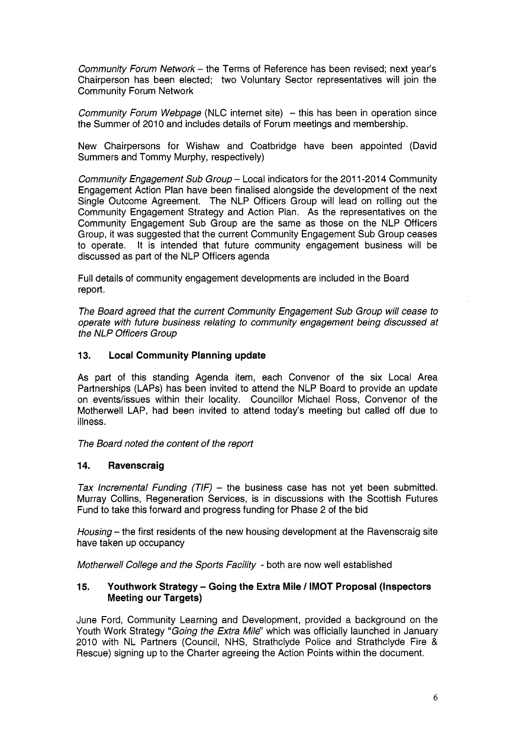*Community Forum Network* – the Terms of Reference has been revised; next year's Chairperson has been elected; two Voluntary Sector representatives will join the Community Forum Network

*Community Forum Webpage* (NLC internet site) – this has been in operation since the Summer of 2010 and includes details of Forum meetings and membership.

New Chairpersons for Wishaw and Coatbridge have been appointed (David Summers and Tommy Murphy, respectively)

*Community Engagement Sub Group* – Local indicators for the 2011-2014 Community Engagement Action Plan have been finalised alongside the development of the next Single Outcome Agreement. The NLP Officers Group will lead on rolling out the Community Engagement Strategy and Action Plan. As the representatives on the Community Engagement Sub Group are the same as those on the NLP Officers Group, it was suggested that the current Community Engagement Sub Group ceases to operate. It is intended that future community engagement business will be discussed as part of the NLP Officers agenda

Full details of community engagement developments are included in the Board report.

*The Board agreed that the current Community Engagement Sub Group will cease to operate with future business relating to community engagement being discussed at the NLP Officers Group*

## 13. Local Community Planning update

As part of this standing Agenda item, each Convenor of the six Local Area Partnerships (LAPs) has been invited to attend the NLP Board to provide an update on events/issues within their locality. Councillor Michael Ross, Convenor of the Motherwell LAP, had been invited to attend today's meeting but called off due to illness.

*The Board noted the content of the report*

## 14. Ravenscraig

*Tax Incremental Funding (TIF)* – the business case has not yet been submitted. Murray Collins, Regeneration Services, is in discussions with the Scottish Futures Fund to take this forward and progress funding for Phase 2 of the bid

*Housing* – the first residents of the new housing development at the Ravenscraig site have taken up occupancy

*Motherwell College and the Sports Facility* - both are now well established

## 15. Youthwork Strategy – Going the Extra Mile / IMOT Proposal (Inspectors Meeting our Targets)

June Ford, Community Learning and Development, provided a background on the Youth Work Strategy "*Going the Extra Mile*" which was officially launched in January 2010 with NL Partners (Council, NHS, Strathclyde Police and Strathclyde Fire & Rescue) signing up to the Charter agreeing the Action Points within the document.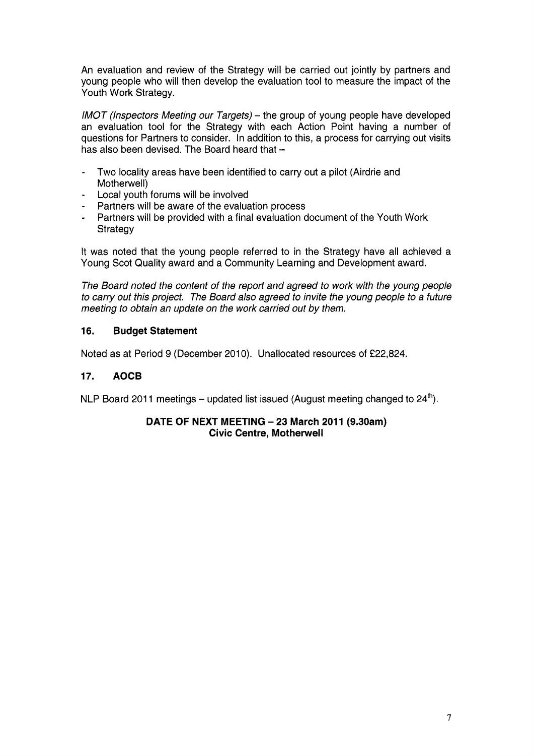An evaluation and review of the Strategy will be carried out jointly by partners and young people who will then develop the evaluation tool to measure the impact of the Youth Work Strategy.

*IMOT (Inspectors Meeting our Targets)* – the group of young people have developed an evaluation tool for the Strategy with each Action Point having a number of questions for Partners to consider. In addition to this, a process for carrying out visits has also been devised. The Board heard that –

- Two locality areas have been identified to carry out a pilot (Airdrie and Motherwell)
- Local youth forums will be involved
- Partners will be aware of the evaluation process
- Partners will be provided with a final evaluation document of the Youth Work Strategy

It was noted that the young people referred to in the Strategy have all achieved a Young Scot Quality award and a Community Learning and Development award.

*The Board noted the content of the report and agreed to work with the young people to carry out this project. The Board also agreed to invite the young people to a future meeting to obtain an update on the work carried out by them.*

## 16. Budget Statement

Noted as at Period 9 (December 2010). Unallocated resources of £22,824.

## 17. AOCB

NLP Board 2011 meetings – updated list issued (August meeting changed to 24th).

**DATE OF NEXT MEETING – 23 March 2011 (9.30am)**
**Civic Centre, Motherwell**